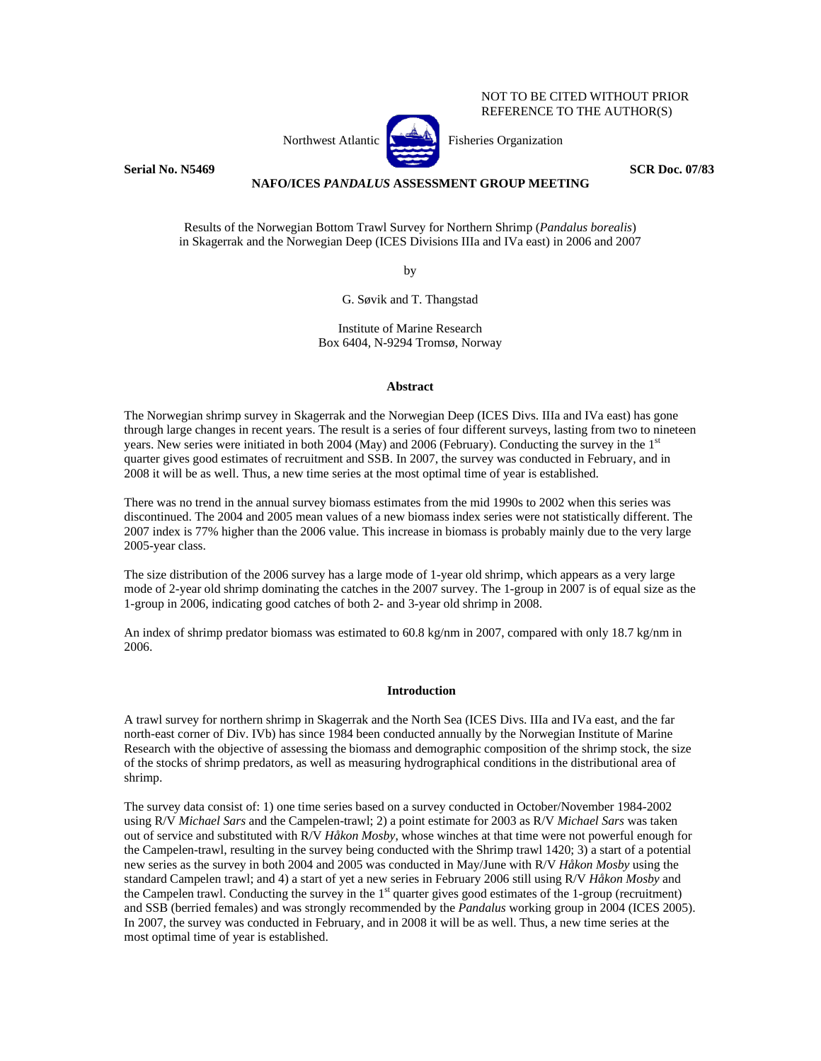NOT TO BE CITED WITHOUT PRIOR REFERENCE TO THE AUTHOR(S)

Northwest Atlantic Fisheries Organization

**Serial No. N5469** **SCR Doc. 07/83**

**NAFO/ICES *PANDALUS* ASSESSMENT GROUP MEETING**

Results of the Norwegian Bottom Trawl Survey for Northern Shrimp (*Pandalus borealis*) in Skagerrak and the Norwegian Deep (ICES Divisions IIIa and IVa east) in 2006 and 2007

by

G. Søvik and T. Thangstad

Institute of Marine Research
Box 6404, N-9294 Tromsø, Norway

## Abstract

The Norwegian shrimp survey in Skagerrak and the Norwegian Deep (ICES Divs. IIIa and IVa east) has gone through large changes in recent years. The result is a series of four different surveys, lasting from two to nineteen years. New series were initiated in both 2004 (May) and 2006 (February). Conducting the survey in the 1st quarter gives good estimates of recruitment and SSB. In 2007, the survey was conducted in February, and in 2008 it will be as well. Thus, a new time series at the most optimal time of year is established.

There was no trend in the annual survey biomass estimates from the mid 1990s to 2002 when this series was discontinued. The 2004 and 2005 mean values of a new biomass index series were not statistically different. The 2007 index is 77% higher than the 2006 value. This increase in biomass is probably mainly due to the very large 2005-year class.

The size distribution of the 2006 survey has a large mode of 1-year old shrimp, which appears as a very large mode of 2-year old shrimp dominating the catches in the 2007 survey. The 1-group in 2007 is of equal size as the 1-group in 2006, indicating good catches of both 2- and 3-year old shrimp in 2008.

An index of shrimp predator biomass was estimated to 60.8 kg/nm in 2007, compared with only 18.7 kg/nm in 2006.

## Introduction

A trawl survey for northern shrimp in Skagerrak and the North Sea (ICES Divs. IIIa and IVa east, and the far north-east corner of Div. IVb) has since 1984 been conducted annually by the Norwegian Institute of Marine Research with the objective of assessing the biomass and demographic composition of the shrimp stock, the size of the stocks of shrimp predators, as well as measuring hydrographical conditions in the distributional area of shrimp.

The survey data consist of: 1) one time series based on a survey conducted in October/November 1984-2002 using R/V *Michael Sars* and the Campelen-trawl; 2) a point estimate for 2003 as R/V *Michael Sars* was taken out of service and substituted with R/V *Håkon Mosby*, whose winches at that time were not powerful enough for the Campelen-trawl, resulting in the survey being conducted with the Shrimp trawl 1420; 3) a start of a potential new series as the survey in both 2004 and 2005 was conducted in May/June with R/V *Håkon Mosby* using the standard Campelen trawl; and 4) a start of yet a new series in February 2006 still using R/V *Håkon Mosby* and the Campelen trawl. Conducting the survey in the 1st quarter gives good estimates of the 1-group (recruitment) and SSB (berried females) and was strongly recommended by the *Pandalus* working group in 2004 (ICES 2005). In 2007, the survey was conducted in February, and in 2008 it will be as well. Thus, a new time series at the most optimal time of year is established.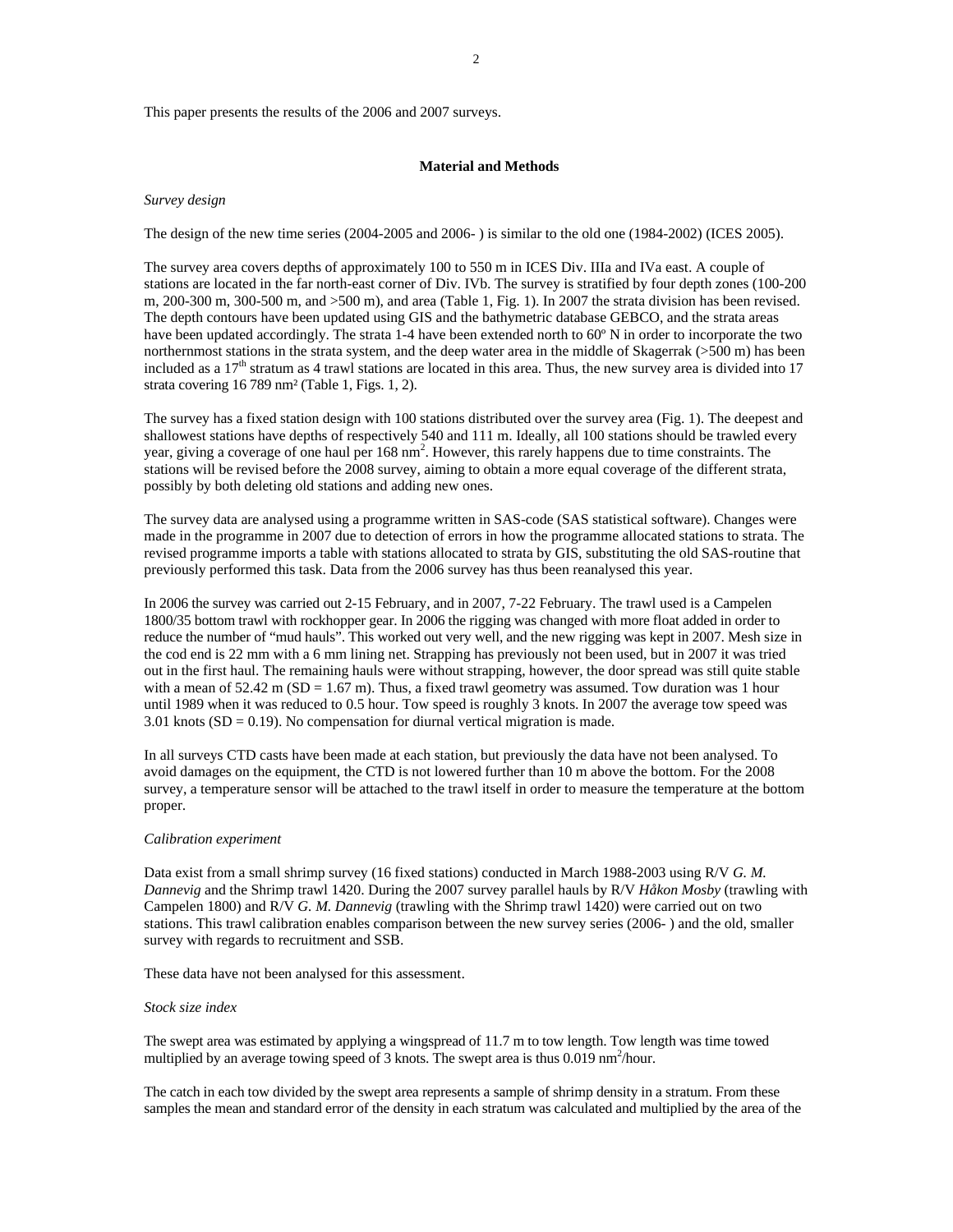This paper presents the results of the 2006 and 2007 surveys.

## Material and Methods

*Survey design*

The design of the new time series (2004-2005 and 2006- ) is similar to the old one (1984-2002) (ICES 2005).

The survey area covers depths of approximately 100 to 550 m in ICES Div. IIIa and IVa east. A couple of stations are located in the far north-east corner of Div. IVb. The survey is stratified by four depth zones (100-200 m, 200-300 m, 300-500 m, and >500 m), and area (Table 1, Fig. 1). In 2007 the strata division has been revised. The depth contours have been updated using GIS and the bathymetric database GEBCO, and the strata areas have been updated accordingly. The strata 1-4 have been extended north to 60º N in order to incorporate the two northernmost stations in the strata system, and the deep water area in the middle of Skagerrak (>500 m) has been included as a 17$^{th}$ stratum as 4 trawl stations are located in this area. Thus, the new survey area is divided into 17 strata covering 16 789 nm² (Table 1, Figs. 1, 2).

The survey has a fixed station design with 100 stations distributed over the survey area (Fig. 1). The deepest and shallowest stations have depths of respectively 540 and 111 m. Ideally, all 100 stations should be trawled every year, giving a coverage of one haul per 168 nm$^2$. However, this rarely happens due to time constraints. The stations will be revised before the 2008 survey, aiming to obtain a more equal coverage of the different strata, possibly by both deleting old stations and adding new ones.

The survey data are analysed using a programme written in SAS-code (SAS statistical software). Changes were made in the programme in 2007 due to detection of errors in how the programme allocated stations to strata. The revised programme imports a table with stations allocated to strata by GIS, substituting the old SAS-routine that previously performed this task. Data from the 2006 survey has thus been reanalysed this year.

In 2006 the survey was carried out 2-15 February, and in 2007, 7-22 February. The trawl used is a Campelen 1800/35 bottom trawl with rockhopper gear. In 2006 the rigging was changed with more float added in order to reduce the number of "mud hauls". This worked out very well, and the new rigging was kept in 2007. Mesh size in the cod end is 22 mm with a 6 mm lining net. Strapping has previously not been used, but in 2007 it was tried out in the first haul. The remaining hauls were without strapping, however, the door spread was still quite stable with a mean of 52.42 m (SD = 1.67 m). Thus, a fixed trawl geometry was assumed. Tow duration was 1 hour until 1989 when it was reduced to 0.5 hour. Tow speed is roughly 3 knots. In 2007 the average tow speed was 3.01 knots (SD = 0.19). No compensation for diurnal vertical migration is made.

In all surveys CTD casts have been made at each station, but previously the data have not been analysed. To avoid damages on the equipment, the CTD is not lowered further than 10 m above the bottom. For the 2008 survey, a temperature sensor will be attached to the trawl itself in order to measure the temperature at the bottom proper.

*Calibration experiment*

Data exist from a small shrimp survey (16 fixed stations) conducted in March 1988-2003 using R/V *G. M. Dannevig* and the Shrimp trawl 1420. During the 2007 survey parallel hauls by R/V *Håkon Mosby* (trawling with Campelen 1800) and R/V *G. M. Dannevig* (trawling with the Shrimp trawl 1420) were carried out on two stations. This trawl calibration enables comparison between the new survey series (2006- ) and the old, smaller survey with regards to recruitment and SSB.

These data have not been analysed for this assessment.

*Stock size index*

The swept area was estimated by applying a wingspread of 11.7 m to tow length. Tow length was time towed multiplied by an average towing speed of 3 knots. The swept area is thus 0.019 nm$^2$/hour.

The catch in each tow divided by the swept area represents a sample of shrimp density in a stratum. From these samples the mean and standard error of the density in each stratum was calculated and multiplied by the area of the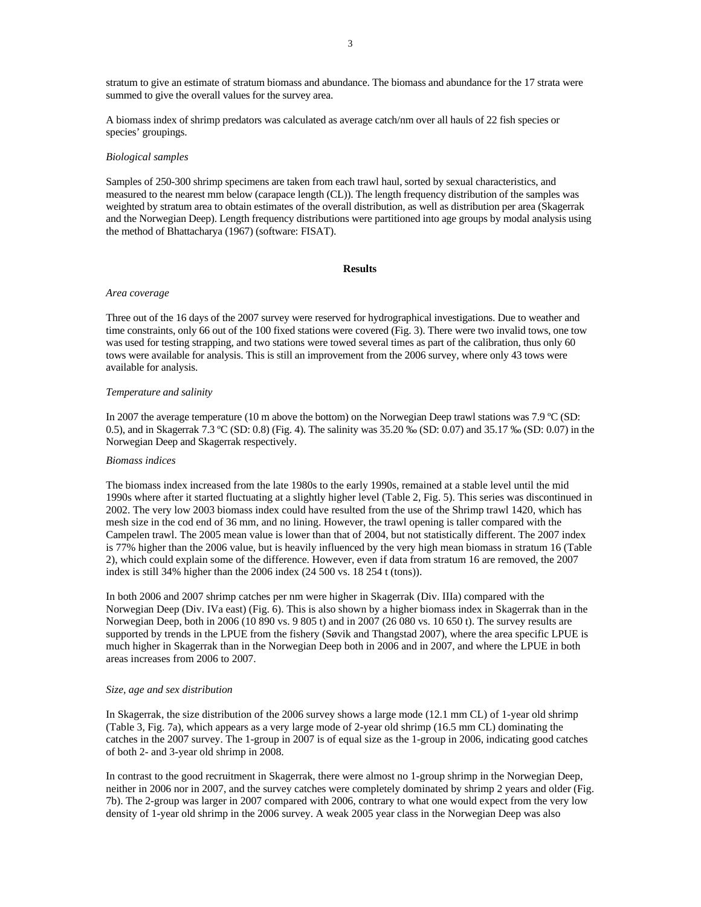stratum to give an estimate of stratum biomass and abundance. The biomass and abundance for the 17 strata were summed to give the overall values for the survey area.

A biomass index of shrimp predators was calculated as average catch/nm over all hauls of 22 fish species or species' groupings.

*Biological samples*

Samples of 250-300 shrimp specimens are taken from each trawl haul, sorted by sexual characteristics, and measured to the nearest mm below (carapace length (CL)). The length frequency distribution of the samples was weighted by stratum area to obtain estimates of the overall distribution, as well as distribution per area (Skagerrak and the Norwegian Deep). Length frequency distributions were partitioned into age groups by modal analysis using the method of Bhattacharya (1967) (software: FISAT).

## Results

*Area coverage*

Three out of the 16 days of the 2007 survey were reserved for hydrographical investigations. Due to weather and time constraints, only 66 out of the 100 fixed stations were covered (Fig. 3). There were two invalid tows, one tow was used for testing strapping, and two stations were towed several times as part of the calibration, thus only 60 tows were available for analysis. This is still an improvement from the 2006 survey, where only 43 tows were available for analysis.

*Temperature and salinity*

In 2007 the average temperature (10 m above the bottom) on the Norwegian Deep trawl stations was 7.9 ºC (SD: 0.5), and in Skagerrak 7.3 ºC (SD: 0.8) (Fig. 4). The salinity was 35.20 ‰ (SD: 0.07) and 35.17 ‰ (SD: 0.07) in the Norwegian Deep and Skagerrak respectively.

*Biomass indices*

The biomass index increased from the late 1980s to the early 1990s, remained at a stable level until the mid 1990s where after it started fluctuating at a slightly higher level (Table 2, Fig. 5). This series was discontinued in 2002. The very low 2003 biomass index could have resulted from the use of the Shrimp trawl 1420, which has mesh size in the cod end of 36 mm, and no lining. However, the trawl opening is taller compared with the Campelen trawl. The 2005 mean value is lower than that of 2004, but not statistically different. The 2007 index is 77% higher than the 2006 value, but is heavily influenced by the very high mean biomass in stratum 16 (Table 2), which could explain some of the difference. However, even if data from stratum 16 are removed, the 2007 index is still 34% higher than the 2006 index (24 500 vs. 18 254 t (tons)).

In both 2006 and 2007 shrimp catches per nm were higher in Skagerrak (Div. IIIa) compared with the Norwegian Deep (Div. IVa east) (Fig. 6). This is also shown by a higher biomass index in Skagerrak than in the Norwegian Deep, both in 2006 (10 890 vs. 9 805 t) and in 2007 (26 080 vs. 10 650 t). The survey results are supported by trends in the LPUE from the fishery (Søvik and Thangstad 2007), where the area specific LPUE is much higher in Skagerrak than in the Norwegian Deep both in 2006 and in 2007, and where the LPUE in both areas increases from 2006 to 2007.

*Size, age and sex distribution*

In Skagerrak, the size distribution of the 2006 survey shows a large mode (12.1 mm CL) of 1-year old shrimp (Table 3, Fig. 7a), which appears as a very large mode of 2-year old shrimp (16.5 mm CL) dominating the catches in the 2007 survey. The 1-group in 2007 is of equal size as the 1-group in 2006, indicating good catches of both 2- and 3-year old shrimp in 2008.

In contrast to the good recruitment in Skagerrak, there were almost no 1-group shrimp in the Norwegian Deep, neither in 2006 nor in 2007, and the survey catches were completely dominated by shrimp 2 years and older (Fig. 7b). The 2-group was larger in 2007 compared with 2006, contrary to what one would expect from the very low density of 1-year old shrimp in the 2006 survey. A weak 2005 year class in the Norwegian Deep was also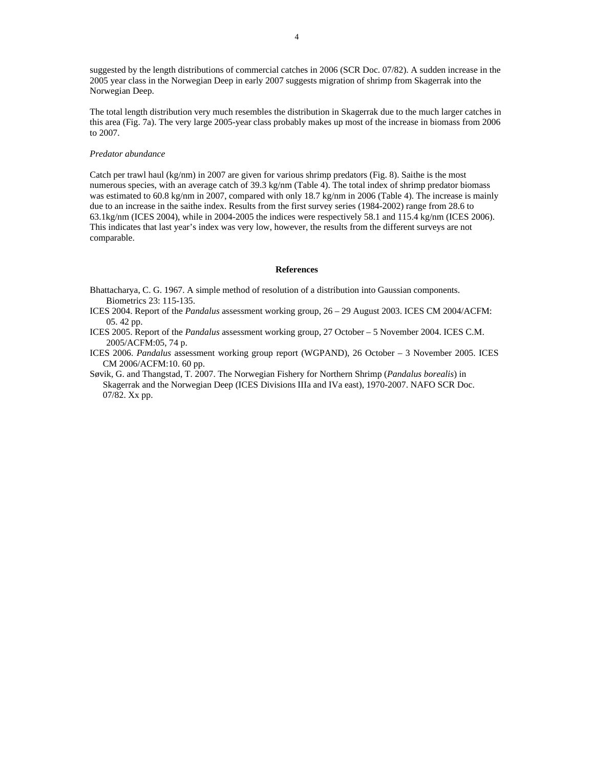suggested by the length distributions of commercial catches in 2006 (SCR Doc. 07/82). A sudden increase in the 2005 year class in the Norwegian Deep in early 2007 suggests migration of shrimp from Skagerrak into the Norwegian Deep.

The total length distribution very much resembles the distribution in Skagerrak due to the much larger catches in this area (Fig. 7a). The very large 2005-year class probably makes up most of the increase in biomass from 2006 to 2007.

*Predator abundance*

Catch per trawl haul (kg/nm) in 2007 are given for various shrimp predators (Fig. 8). Saithe is the most numerous species, with an average catch of 39.3 kg/nm (Table 4). The total index of shrimp predator biomass was estimated to 60.8 kg/nm in 2007, compared with only 18.7 kg/nm in 2006 (Table 4). The increase is mainly due to an increase in the saithe index. Results from the first survey series (1984-2002) range from 28.6 to 63.1kg/nm (ICES 2004), while in 2004-2005 the indices were respectively 58.1 and 115.4 kg/nm (ICES 2006). This indicates that last year's index was very low, however, the results from the different surveys are not comparable.

## References

Bhattacharya, C. G. 1967. A simple method of resolution of a distribution into Gaussian components. Biometrics 23: 115-135.

ICES 2004. Report of the *Pandalus* assessment working group, 26 – 29 August 2003. ICES CM 2004/ACFM: 05. 42 pp.

ICES 2005. Report of the *Pandalus* assessment working group, 27 October – 5 November 2004. ICES C.M. 2005/ACFM:05, 74 p.

ICES 2006. *Pandalus* assessment working group report (WGPAND), 26 October – 3 November 2005. ICES CM 2006/ACFM:10. 60 pp.

Søvik, G. and Thangstad, T. 2007. The Norwegian Fishery for Northern Shrimp (*Pandalus borealis*) in Skagerrak and the Norwegian Deep (ICES Divisions IIIa and IVa east), 1970-2007. NAFO SCR Doc. 07/82. Xx pp.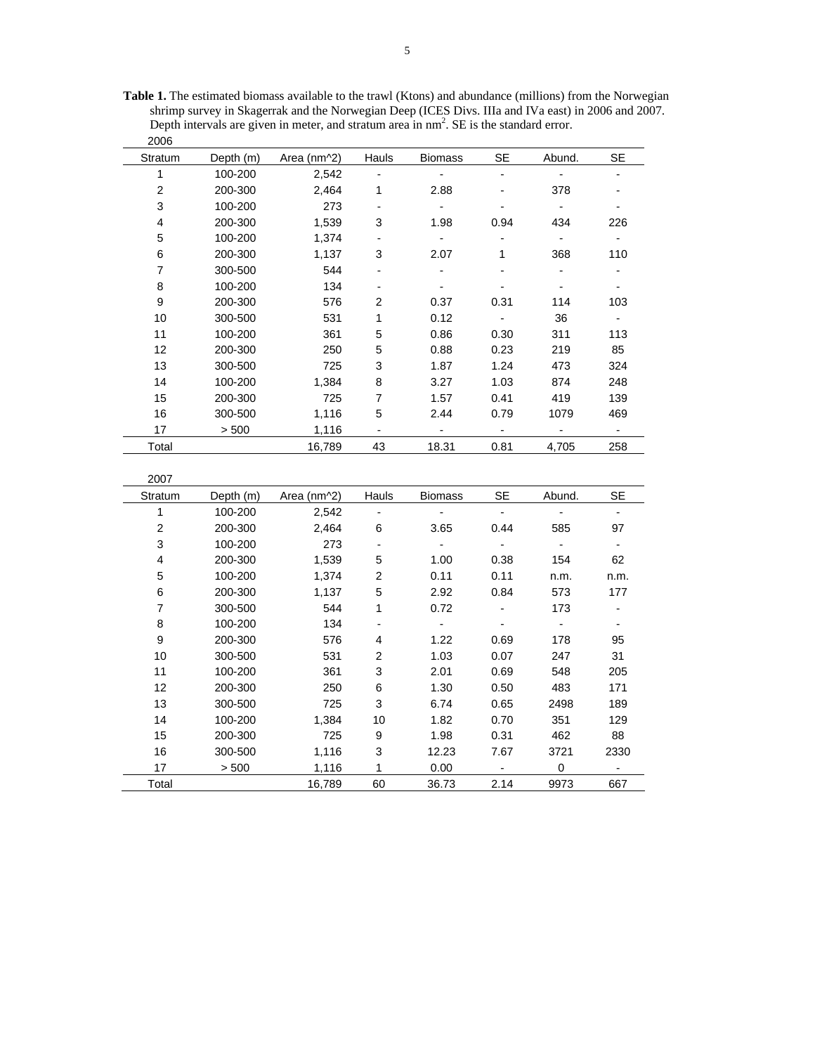**Table 1.** The estimated biomass available to the trawl (Ktons) and abundance (millions) from the Norwegian shrimp survey in Skagerrak and the Norwegian Deep (ICES Divs. IIIa and IVa east) in 2006 and 2007. Depth intervals are given in meter, and stratum area in $nm^2$. SE is the standard error.

2006

| Stratum | Depth (m) | Area (nm^2) | Hauls | Biomass | SE | Abund. | SE |
|---|---|---|---|---|---|---|---|
| 1 | 100-200 | 2,542 | - | - | - | - | - |
| 2 | 200-300 | 2,464 | 1 | 2.88 | - | 378 | - |
| 3 | 100-200 | 273 | - | - | - | - | - |
| 4 | 200-300 | 1,539 | 3 | 1.98 | 0.94 | 434 | 226 |
| 5 | 100-200 | 1,374 | - | - | - | - | - |
| 6 | 200-300 | 1,137 | 3 | 2.07 | 1 | 368 | 110 |
| 7 | 300-500 | 544 | - | - | - | - | - |
| 8 | 100-200 | 134 | - | - | - | - | - |
| 9 | 200-300 | 576 | 2 | 0.37 | 0.31 | 114 | 103 |
| 10 | 300-500 | 531 | 1 | 0.12 | - | 36 | - |
| 11 | 100-200 | 361 | 5 | 0.86 | 0.30 | 311 | 113 |
| 12 | 200-300 | 250 | 5 | 0.88 | 0.23 | 219 | 85 |
| 13 | 300-500 | 725 | 3 | 1.87 | 1.24 | 473 | 324 |
| 14 | 100-200 | 1,384 | 8 | 3.27 | 1.03 | 874 | 248 |
| 15 | 200-300 | 725 | 7 | 1.57 | 0.41 | 419 | 139 |
| 16 | 300-500 | 1,116 | 5 | 2.44 | 0.79 | 1079 | 469 |
| 17 | > 500 | 1,116 | - | - | - | - | - |
| Total | | 16,789 | 43 | 18.31 | 0.81 | 4,705 | 258 |

2007

| Stratum | Depth (m) | Area (nm^2) | Hauls | Biomass | SE | Abund. | SE |
|---|---|---|---|---|---|---|---|
| 1 | 100-200 | 2,542 | - | - | - | - | - |
| 2 | 200-300 | 2,464 | 6 | 3.65 | 0.44 | 585 | 97 |
| 3 | 100-200 | 273 | - | - | - | - | - |
| 4 | 200-300 | 1,539 | 5 | 1.00 | 0.38 | 154 | 62 |
| 5 | 100-200 | 1,374 | 2 | 0.11 | 0.11 | n.m. | n.m. |
| 6 | 200-300 | 1,137 | 5 | 2.92 | 0.84 | 573 | 177 |
| 7 | 300-500 | 544 | 1 | 0.72 | - | 173 | - |
| 8 | 100-200 | 134 | - | - | - | - | - |
| 9 | 200-300 | 576 | 4 | 1.22 | 0.69 | 178 | 95 |
| 10 | 300-500 | 531 | 2 | 1.03 | 0.07 | 247 | 31 |
| 11 | 100-200 | 361 | 3 | 2.01 | 0.69 | 548 | 205 |
| 12 | 200-300 | 250 | 6 | 1.30 | 0.50 | 483 | 171 |
| 13 | 300-500 | 725 | 3 | 6.74 | 0.65 | 2498 | 189 |
| 14 | 100-200 | 1,384 | 10 | 1.82 | 0.70 | 351 | 129 |
| 15 | 200-300 | 725 | 9 | 1.98 | 0.31 | 462 | 88 |
| 16 | 300-500 | 1,116 | 3 | 12.23 | 7.67 | 3721 | 2330 |
| 17 | > 500 | 1,116 | 1 | 0.00 | - | 0 | - |
| Total | | 16,789 | 60 | 36.73 | 2.14 | 9973 | 667 |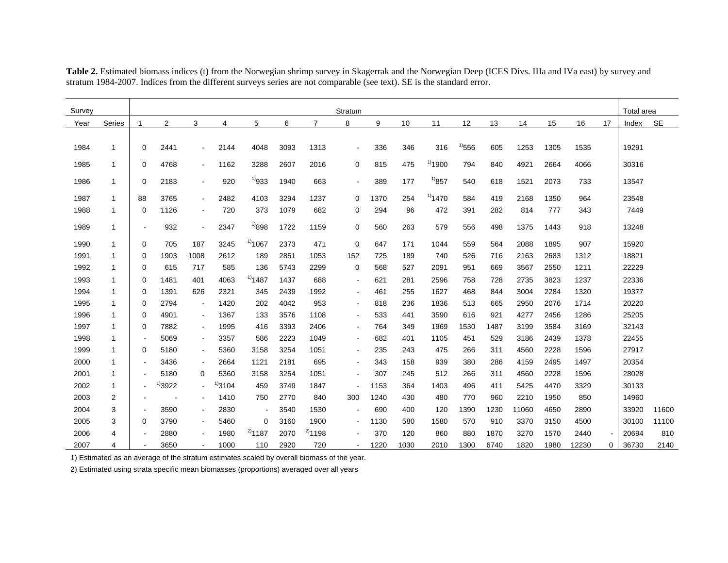**Table 2.** Estimated biomass indices (t) from the Norwegian shrimp survey in Skagerrak and the Norwegian Deep (ICES Divs. IIIa and IVa east) by survey and stratum 1984-2007. Indices from the different surveys series are not comparable (see text). SE is the standard error.

| Survey | | Stratum | | | | | | | | | | | | | | | | | Total area | |
|---|---|---|---|---|---|---|---|---|---|---|---|---|---|---|---|---|---|---|---|---|
| Year | Series | 1 | 2 | 3 | 4 | 5 | 6 | 7 | 8 | 9 | 10 | 11 | 12 | 13 | 14 | 15 | 16 | 17 | Index | SE |
| 1984 | 1 | 0 | 2441 | - | 2144 | 4048 | 3093 | 1313 | - | 336 | 346 | 316 | [1)]556 | 605 | 1253 | 1305 | 1535 | | 19291 | |
| 1985 | 1 | 0 | 4768 | - | 1162 | 3288 | 2607 | 2016 | 0 | 815 | 475 | [1)]1900 | 794 | 840 | 4921 | 2664 | 4066 | | 30316 | |
| 1986 | 1 | 0 | 2183 | - | 920 | [1)]933 | 1940 | 663 | - | 389 | 177 | [1)]857 | 540 | 618 | 1521 | 2073 | 733 | | 13547 | |
| 1987 | 1 | 88 | 3765 | - | 2482 | 4103 | 3294 | 1237 | 0 | 1370 | 254 | [1)]1470 | 584 | 419 | 2168 | 1350 | 964 | | 23548 | |
| 1988 | 1 | 0 | 1126 | - | 720 | 373 | 1079 | 682 | 0 | 294 | 96 | 472 | 391 | 282 | 814 | 777 | 343 | | 7449 | |
| 1989 | 1 | - | 932 | - | 2347 | [1)]898 | 1722 | 1159 | 0 | 560 | 263 | 579 | 556 | 498 | 1375 | 1443 | 918 | | 13248 | |
| 1990 | 1 | 0 | 705 | 187 | 3245 | [1)]1067 | 2373 | 471 | 0 | 647 | 171 | 1044 | 559 | 564 | 2088 | 1895 | 907 | | 15920 | |
| 1991 | 1 | 0 | 1903 | 1008 | 2612 | 189 | 2851 | 1053 | 152 | 725 | 189 | 740 | 526 | 716 | 2163 | 2683 | 1312 | | 18821 | |
| 1992 | 1 | 0 | 615 | 717 | 585 | 136 | 5743 | 2299 | 0 | 568 | 527 | 2091 | 951 | 669 | 3567 | 2550 | 1211 | | 22229 | |
| 1993 | 1 | 0 | 1481 | 401 | 4063 | [1)]1487 | 1437 | 688 | - | 621 | 281 | 2596 | 758 | 728 | 2735 | 3823 | 1237 | | 22336 | |
| 1994 | 1 | 0 | 1391 | 626 | 2321 | 345 | 2439 | 1992 | - | 461 | 255 | 1627 | 468 | 844 | 3004 | 2284 | 1320 | | 19377 | |
| 1995 | 1 | 0 | 2794 | - | 1420 | 202 | 4042 | 953 | - | 818 | 236 | 1836 | 513 | 665 | 2950 | 2076 | 1714 | | 20220 | |
| 1996 | 1 | 0 | 4901 | - | 1367 | 133 | 3576 | 1108 | - | 533 | 441 | 3590 | 616 | 921 | 4277 | 2456 | 1286 | | 25205 | |
| 1997 | 1 | 0 | 7882 | - | 1995 | 416 | 3393 | 2406 | - | 764 | 349 | 1969 | 1530 | 1487 | 3199 | 3584 | 3169 | | 32143 | |
| 1998 | 1 | - | 5069 | - | 3357 | 586 | 2223 | 1049 | - | 682 | 401 | 1105 | 451 | 529 | 3186 | 2439 | 1378 | | 22455 | |
| 1999 | 1 | 0 | 5180 | - | 5360 | 3158 | 3254 | 1051 | - | 235 | 243 | 475 | 266 | 311 | 4560 | 2228 | 1596 | | 27917 | |
| 2000 | 1 | - | 3436 | - | 2664 | 1121 | 2181 | 695 | - | 343 | 158 | 939 | 380 | 286 | 4159 | 2495 | 1497 | | 20354 | |
| 2001 | 1 | - | 5180 | 0 | 5360 | 3158 | 3254 | 1051 | - | 307 | 245 | 512 | 266 | 311 | 4560 | 2228 | 1596 | | 28028 | |
| 2002 | 1 | - | [1)]3922 | - | [1)]3104 | 459 | 3749 | 1847 | - | 1153 | 364 | 1403 | 496 | 411 | 5425 | 4470 | 3329 | | 30133 | |
| 2003 | 2 | - | - | - | 1410 | 750 | 2770 | 840 | 300 | 1240 | 430 | 480 | 770 | 960 | 2210 | 1950 | 850 | | 14960 | |
| 2004 | 3 | - | 3590 | - | 2830 | - | 3540 | 1530 | - | 690 | 400 | 120 | 1390 | 1230 | 11060 | 4650 | 2890 | | 33920 | 11600 |
| 2005 | 3 | 0 | 3790 | - | 5460 | 0 | 3160 | 1900 | - | 1130 | 580 | 1580 | 570 | 910 | 3370 | 3150 | 4500 | | 30100 | 11100 |
| 2006 | 4 | - | 2880 | - | 1980 | [2)]1187 | 2070 | [2)]1198 | - | 370 | 120 | 860 | 880 | 1870 | 3270 | 1570 | 2440 | - | 20694 | 810 |
| 2007 | 4 | - | 3650 | - | 1000 | 110 | 2920 | 720 | - | 1220 | 1030 | 2010 | 1300 | 6740 | 1820 | 1980 | 12230 | 0 | 36730 | 2140 |

1) Estimated as an average of the stratum estimates scaled by overall biomass of the year.

2) Estimated using strata specific mean biomasses (proportions) averaged over all years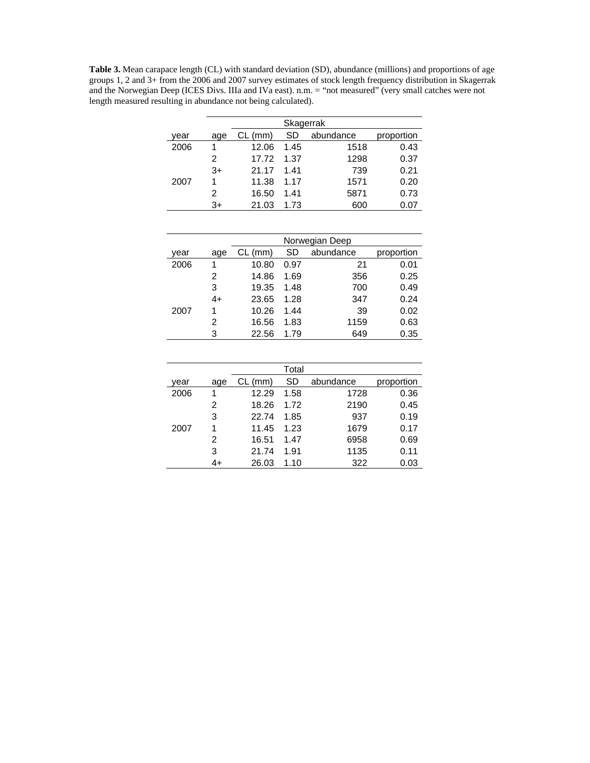**Table 3.** Mean carapace length (CL) with standard deviation (SD), abundance (millions) and proportions of age groups 1, 2 and 3+ from the 2006 and 2007 survey estimates of stock length frequency distribution in Skagerrak and the Norwegian Deep (ICES Divs. IIIa and IVa east). n.m. = "not measured" (very small catches were not length measured resulting in abundance not being calculated).

| | | Skagerrak | | | |
|---|---|---|---|---|---|
| year | age | CL (mm) | SD | abundance | proportion |
| 2006 | 1 | 12.06 | 1.45 | 1518 | 0.43 |
| | 2 | 17.72 | 1.37 | 1298 | 0.37 |
| | 3+ | 21.17 | 1.41 | 739 | 0.21 |
| 2007 | 1 | 11.38 | 1.17 | 1571 | 0.20 |
| | 2 | 16.50 | 1.41 | 5871 | 0.73 |
| | 3+ | 21.03 | 1.73 | 600 | 0.07 |

| | | Norwegian Deep | | | |
|---|---|---|---|---|---|
| year | age | CL (mm) | SD | abundance | proportion |
| 2006 | 1 | 10.80 | 0.97 | 21 | 0.01 |
| | 2 | 14.86 | 1.69 | 356 | 0.25 |
| | 3 | 19.35 | 1.48 | 700 | 0.49 |
| | 4+ | 23.65 | 1.28 | 347 | 0.24 |
| 2007 | 1 | 10.26 | 1.44 | 39 | 0.02 |
| | 2 | 16.56 | 1.83 | 1159 | 0.63 |
| | 3 | 22.56 | 1.79 | 649 | 0.35 |

| | | Total | | | |
|---|---|---|---|---|---|
| year | age | CL (mm) | SD | abundance | proportion |
| 2006 | 1 | 12.29 | 1.58 | 1728 | 0.36 |
| | 2 | 18.26 | 1.72 | 2190 | 0.45 |
| | 3 | 22.74 | 1.85 | 937 | 0.19 |
| 2007 | 1 | 11.45 | 1.23 | 1679 | 0.17 |
| | 2 | 16.51 | 1.47 | 6958 | 0.69 |
| | 3 | 21.74 | 1.91 | 1135 | 0.11 |
| | 4+ | 26.03 | 1.10 | 322 | 0.03 |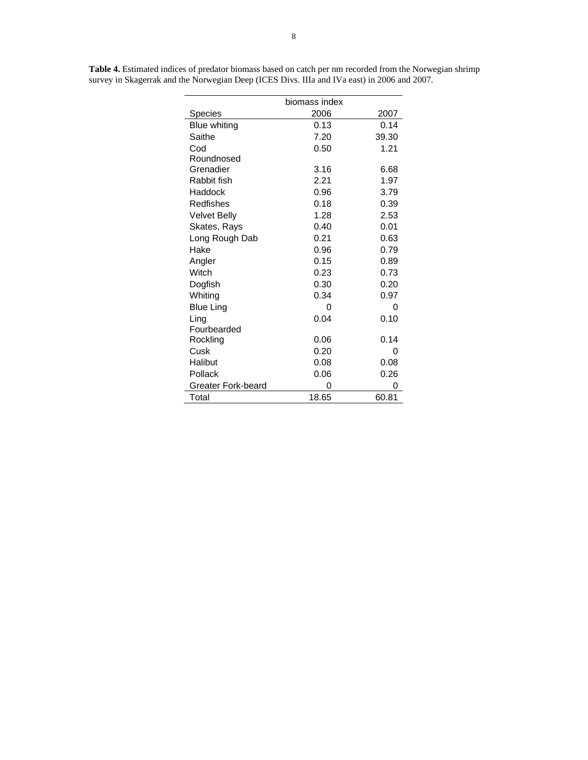**Table 4.** Estimated indices of predator biomass based on catch per nm recorded from the Norwegian shrimp survey in Skagerrak and the Norwegian Deep (ICES Divs. IIIa and IVa east) in 2006 and 2007.

| | biomass index | |
|---|---|---|
| Species | 2006 | 2007 |
| Blue whiting | 0.13 | 0.14 |
| Saithe | 7.20 | 39.30 |
| Cod | 0.50 | 1.21 |
| Roundnosed Grenadier | 3.16 | 6.68 |
| Rabbit fish | 2.21 | 1.97 |
| Haddock | 0.96 | 3.79 |
| Redfishes | 0.18 | 0.39 |
| Velvet Belly | 1.28 | 2.53 |
| Skates, Rays | 0.40 | 0.01 |
| Long Rough Dab | 0.21 | 0.63 |
| Hake | 0.96 | 0.79 |
| Angler | 0.15 | 0.89 |
| Witch | 0.23 | 0.73 |
| Dogfish | 0.30 | 0.20 |
| Whiting | 0.34 | 0.97 |
| Blue Ling | 0 | 0 |
| Ling | 0.04 | 0.10 |
| Fourbearded Rockling | 0.06 | 0.14 |
| Cusk | 0.20 | 0 |
| Halibut | 0.08 | 0.08 |
| Pollack | 0.06 | 0.26 |
| Greater Fork-beard | 0 | 0 |
| Total | 18.65 | 60.81 |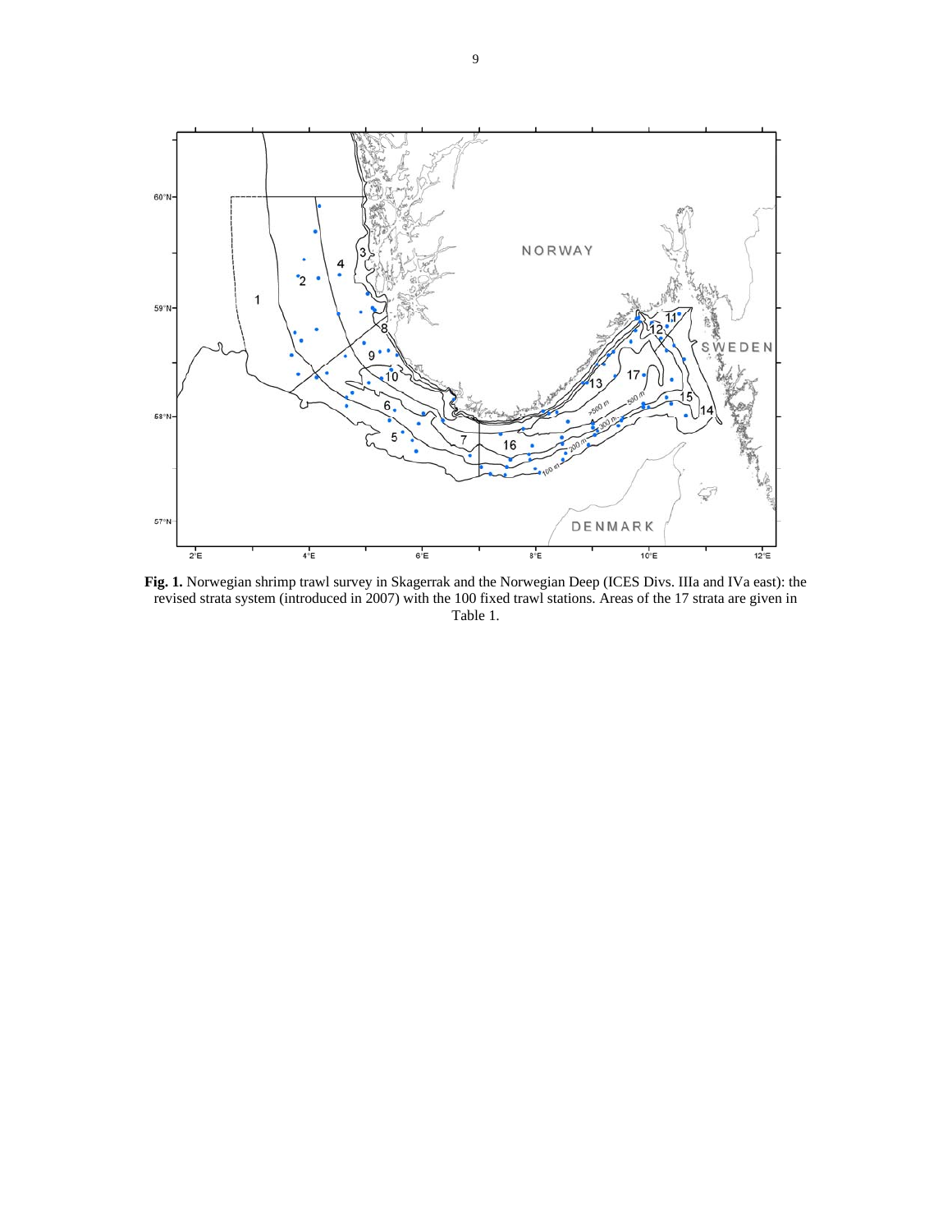**Fig. 1.** Norwegian shrimp trawl survey in Skagerrak and the Norwegian Deep (ICES Divs. IIIa and IVa east): the revised strata system (introduced in 2007) with the 100 fixed trawl stations. Areas of the 17 strata are given in Table 1.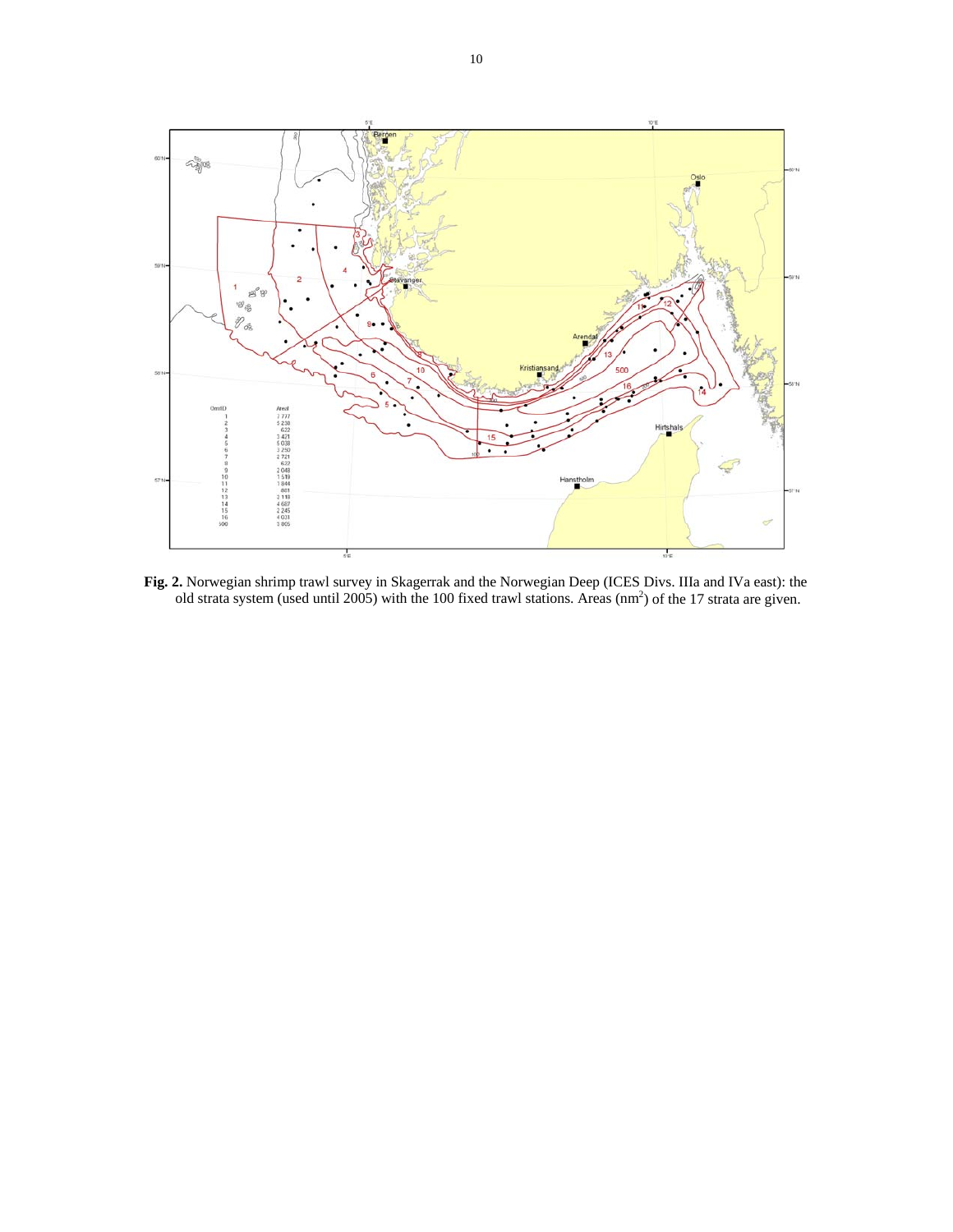**Fig. 2.** Norwegian shrimp trawl survey in Skagerrak and the Norwegian Deep (ICES Divs. IIIa and IVa east): the old strata system (used until 2005) with the 100 fixed trawl stations. Areas (nm$^2$) of the 17 strata are given.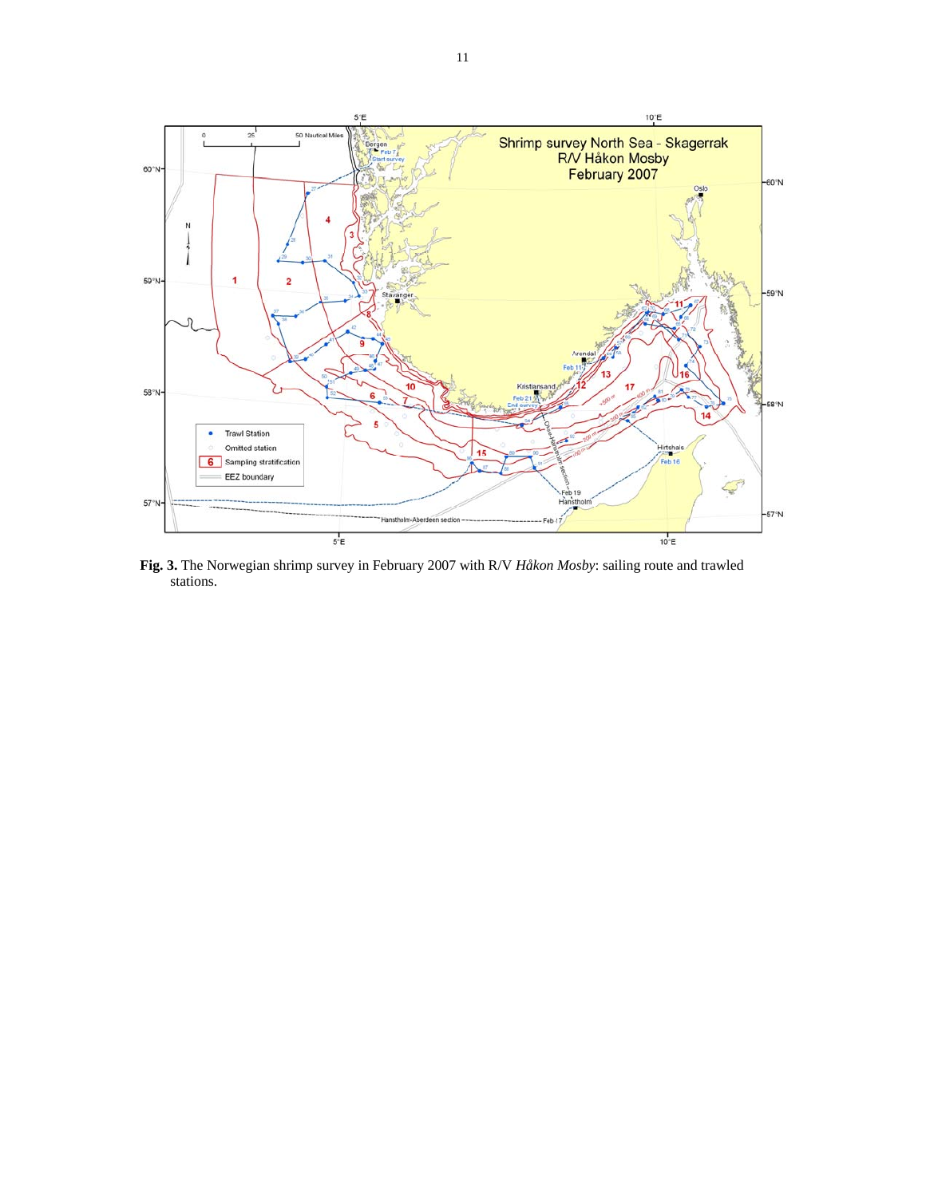**Fig. 3.** The Norwegian shrimp survey in February 2007 with R/V *Håkon Mosby*: sailing route and trawled stations.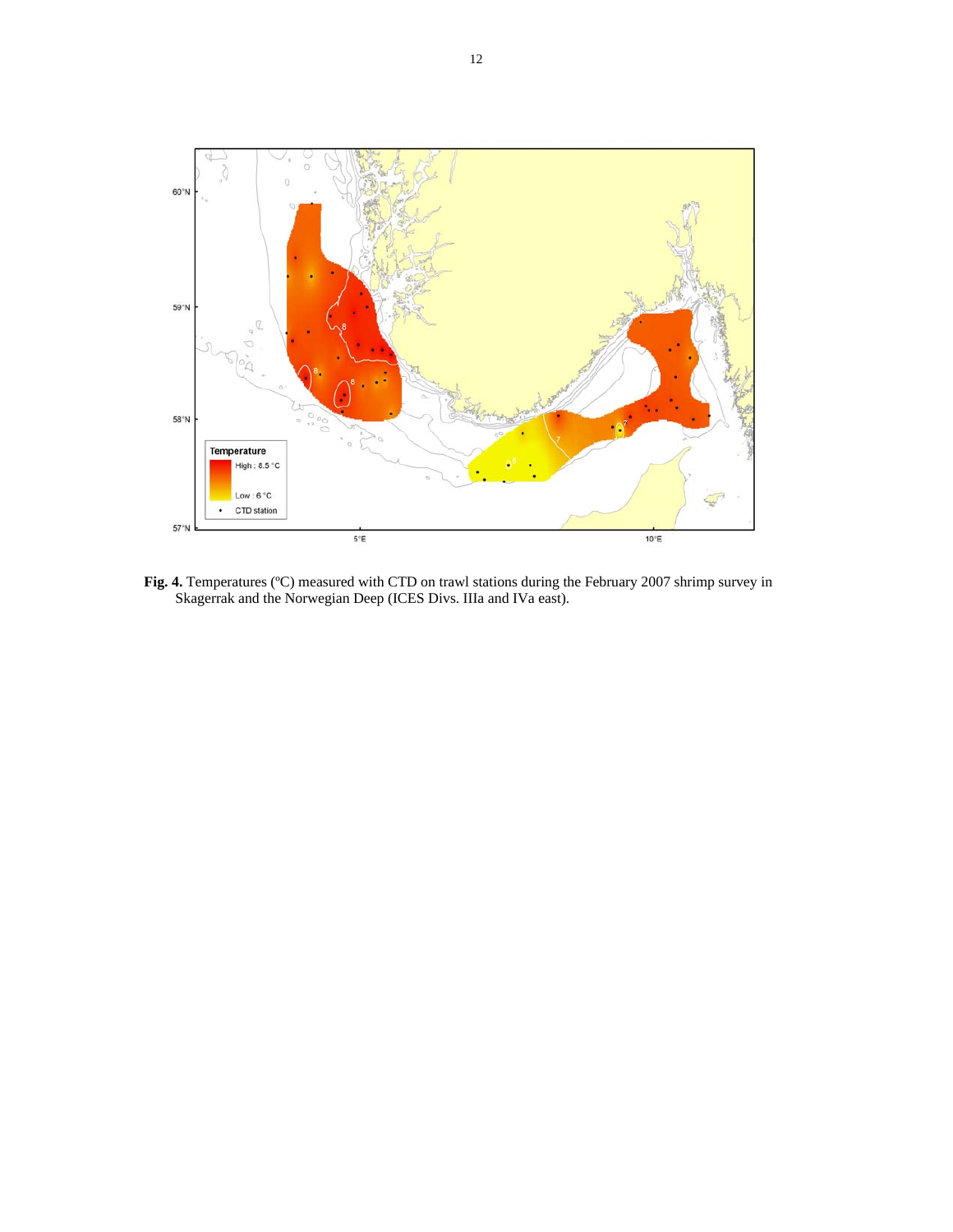**Fig. 4.** Temperatures (ºC) measured with CTD on trawl stations during the February 2007 shrimp survey in Skagerrak and the Norwegian Deep (ICES Divs. IIIa and IVa east).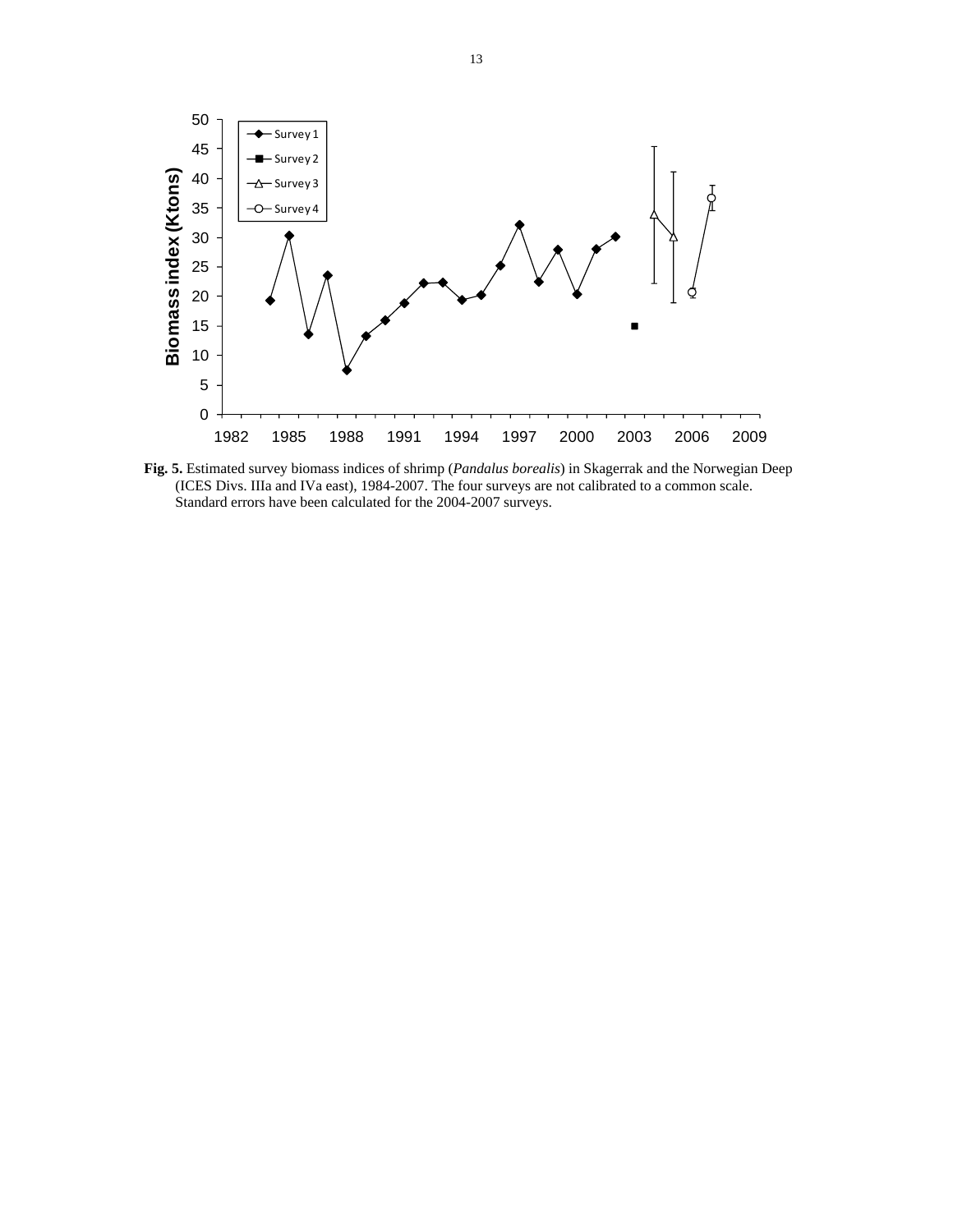**Fig. 5.** Estimated survey biomass indices of shrimp (*Pandalus borealis*) in Skagerrak and the Norwegian Deep (ICES Divs. IIIa and IVa east), 1984-2007. The four surveys are not calibrated to a common scale. Standard errors have been calculated for the 2004-2007 surveys.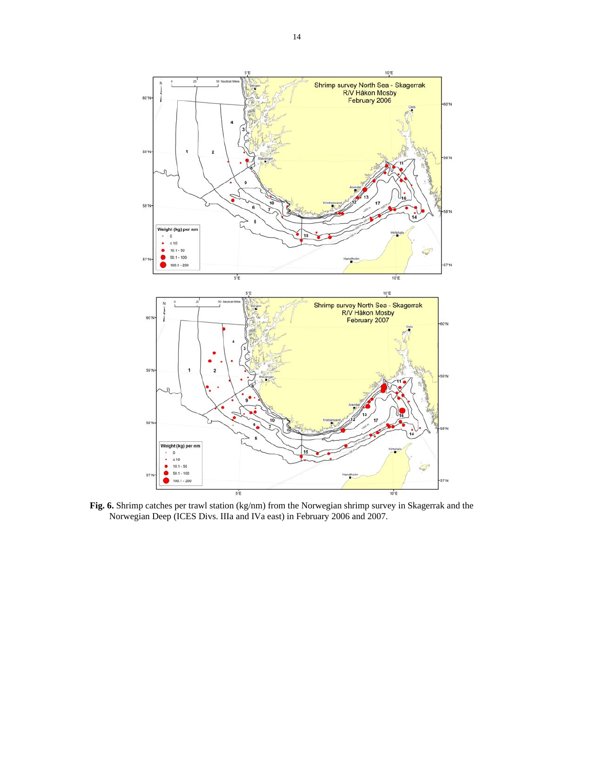**Fig. 6.** Shrimp catches per trawl station (kg/nm) from the Norwegian shrimp survey in Skagerrak and the Norwegian Deep (ICES Divs. IIIa and IVa east) in February 2006 and 2007.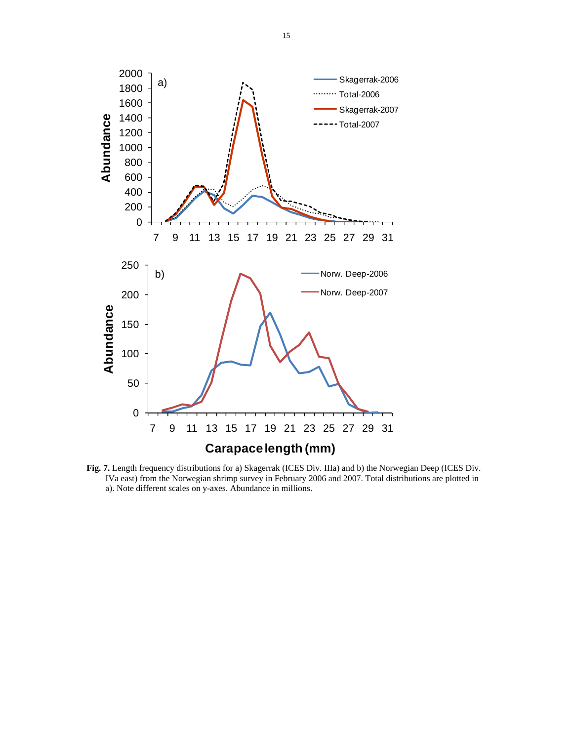**Fig. 7.** Length frequency distributions for a) Skagerrak (ICES Div. IIIa) and b) the Norwegian Deep (ICES Div. IVa east) from the Norwegian shrimp survey in February 2006 and 2007. Total distributions are plotted in a). Note different scales on y-axes. Abundance in millions.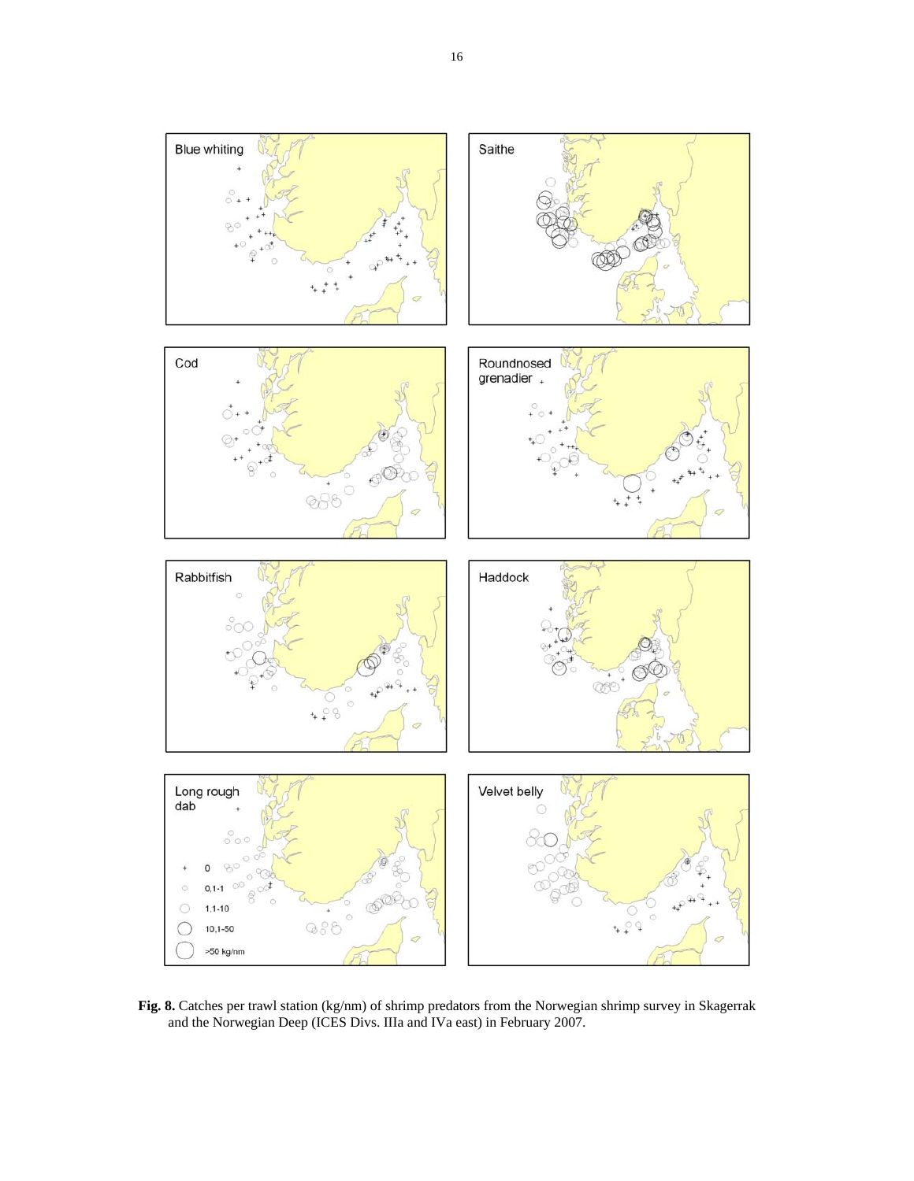**Fig. 8.** Catches per trawl station (kg/nm) of shrimp predators from the Norwegian shrimp survey in Skagerrak and the Norwegian Deep (ICES Divs. IIIa and IVa east) in February 2007.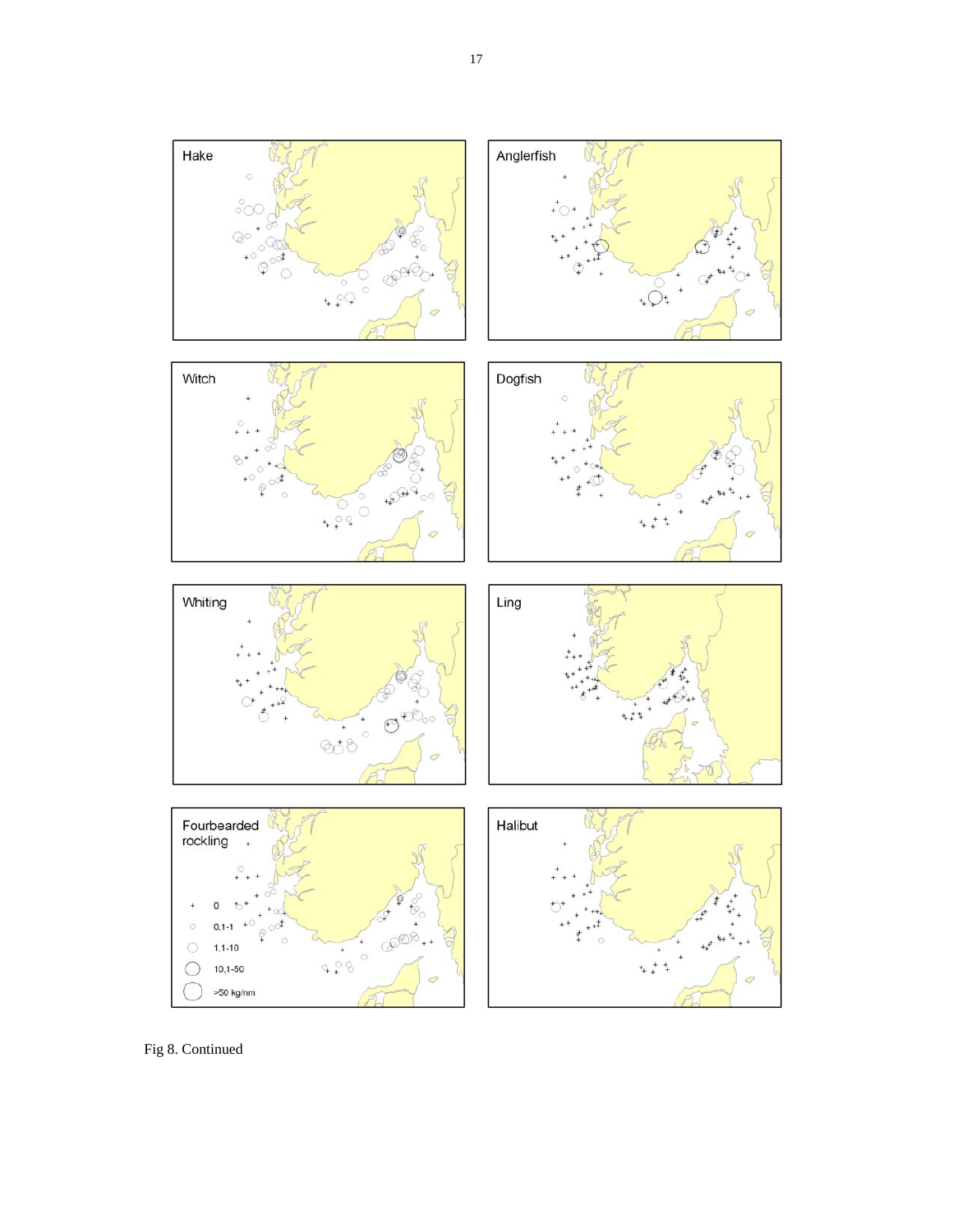Hake

Anglerfish

Witch

Dogfish

Whiting

Ling

Fourbearded rockling

+ 0

0,1-1

1,1-10

10,1-50

>50 kg/nm

Halibut

Fig 8. Continued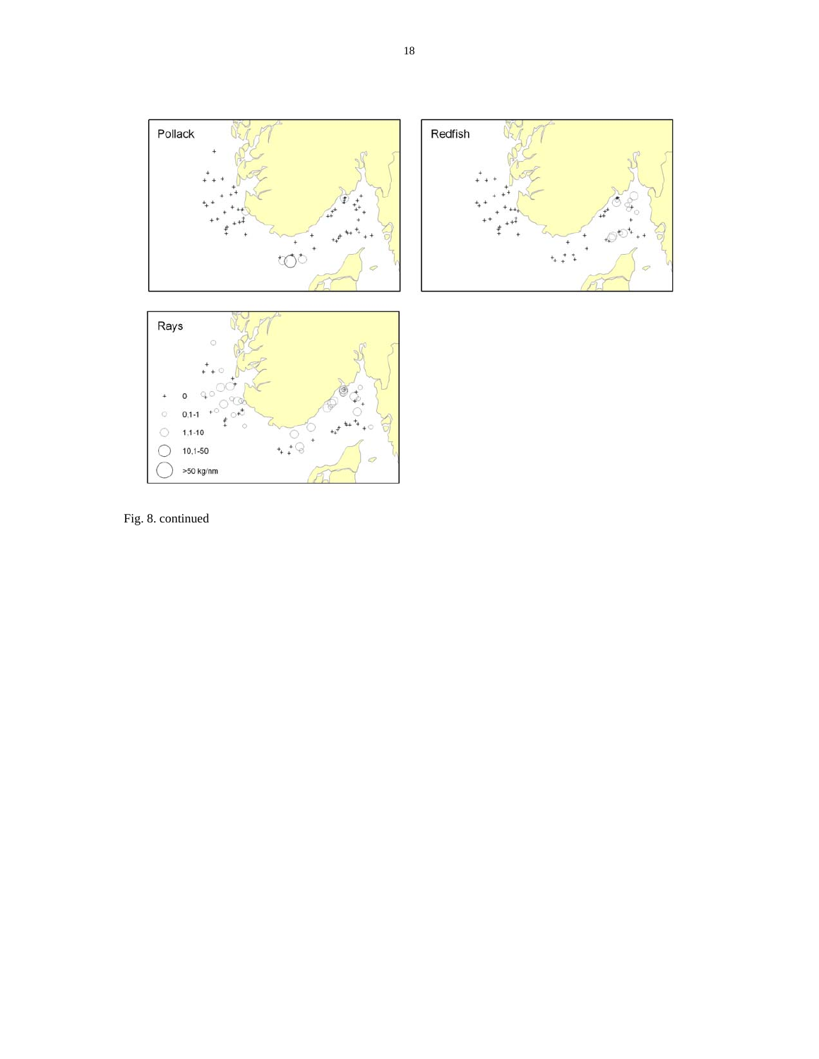Pollack

Redfish

Rays

+ 0

0,1-1

1,1-10

10,1-50

>50 kg/nm

Fig. 8. continued